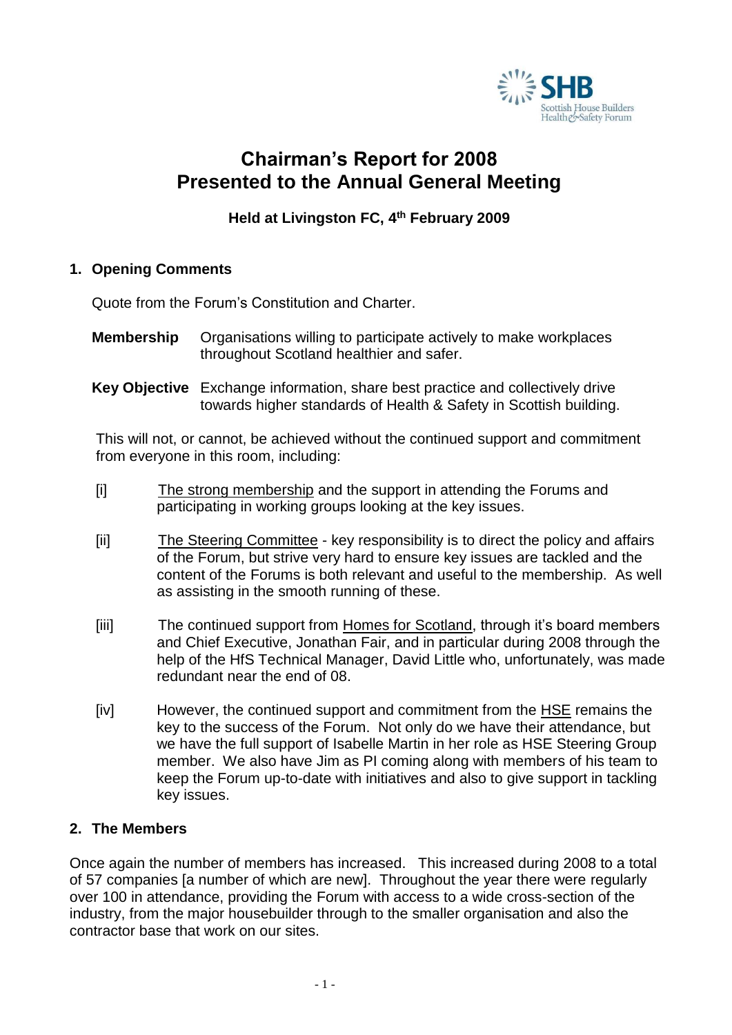SHB Scottish House Builders Health & Safety Forum

# Chairman's Report for 2008
# Presented to the Annual General Meeting

### Held at Livingston FC, 4th February 2009

## 1. Opening Comments

Quote from the Forum's Constitution and Charter.

**Membership** Organisations willing to participate actively to make workplaces throughout Scotland healthier and safer.

**Key Objective** Exchange information, share best practice and collectively drive towards higher standards of Health & Safety in Scottish building.

This will not, or cannot, be achieved without the continued support and commitment from everyone in this room, including:

[i] The strong membership and the support in attending the Forums and participating in working groups looking at the key issues.

[ii] The Steering Committee - key responsibility is to direct the policy and affairs of the Forum, but strive very hard to ensure key issues are tackled and the content of the Forums is both relevant and useful to the membership. As well as assisting in the smooth running of these.

[iii] The continued support from Homes for Scotland, through it's board members and Chief Executive, Jonathan Fair, and in particular during 2008 through the help of the HfS Technical Manager, David Little who, unfortunately, was made redundant near the end of 08.

[iv] However, the continued support and commitment from the HSE remains the key to the success of the Forum. Not only do we have their attendance, but we have the full support of Isabelle Martin in her role as HSE Steering Group member. We also have Jim as PI coming along with members of his team to keep the Forum up-to-date with initiatives and also to give support in tackling key issues.

## 2. The Members

Once again the number of members has increased. This increased during 2008 to a total of 57 companies [a number of which are new]. Throughout the year there were regularly over 100 in attendance, providing the Forum with access to a wide cross-section of the industry, from the major housebuilder through to the smaller organisation and also the contractor base that work on our sites.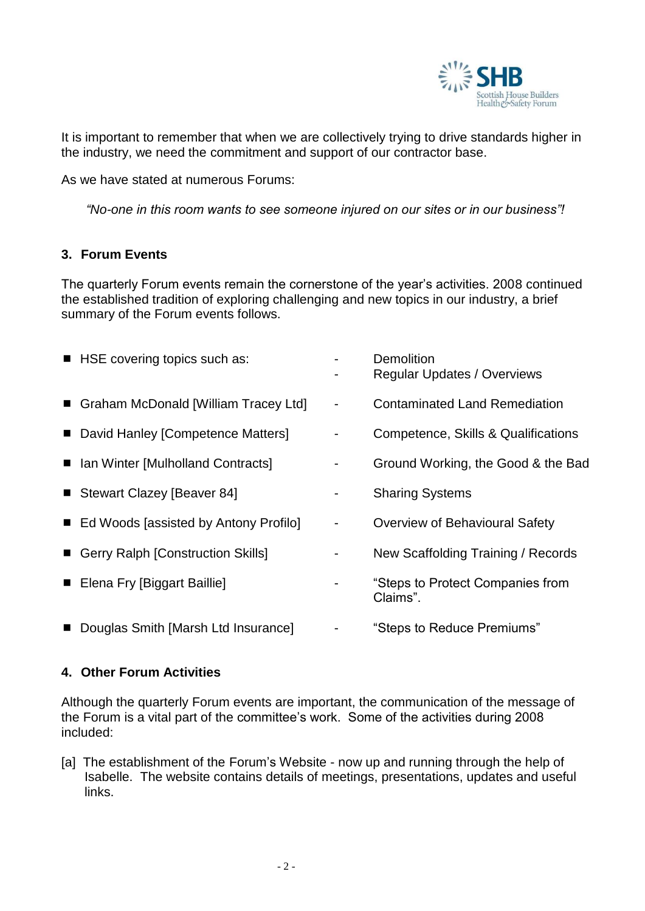It is important to remember that when we are collectively trying to drive standards higher in the industry, we need the commitment and support of our contractor base.

As we have stated at numerous Forums:

*"No-one in this room wants to see someone injured on our sites or in our business"!*

## 3. Forum Events

The quarterly Forum events remain the cornerstone of the year's activities. 2008 continued the established tradition of exploring challenging and new topics in our industry, a brief summary of the Forum events follows.

- HSE covering topics such as: - Demolition
  - Regular Updates / Overviews
- Graham McDonald [William Tracey Ltd] - Contaminated Land Remediation
- David Hanley [Competence Matters] - Competence, Skills & Qualifications
- Ian Winter [Mulholland Contracts] - Ground Working, the Good & the Bad
- Stewart Clazey [Beaver 84] - Sharing Systems
- Ed Woods [assisted by Antony Profilo] - Overview of Behavioural Safety
- Gerry Ralph [Construction Skills] - New Scaffolding Training / Records
- Elena Fry [Biggart Baillie] - "Steps to Protect Companies from Claims".
- Douglas Smith [Marsh Ltd Insurance] - "Steps to Reduce Premiums"

## 4. Other Forum Activities

Although the quarterly Forum events are important, the communication of the message of the Forum is a vital part of the committee's work. Some of the activities during 2008 included:

[a] The establishment of the Forum's Website - now up and running through the help of Isabelle. The website contains details of meetings, presentations, updates and useful links.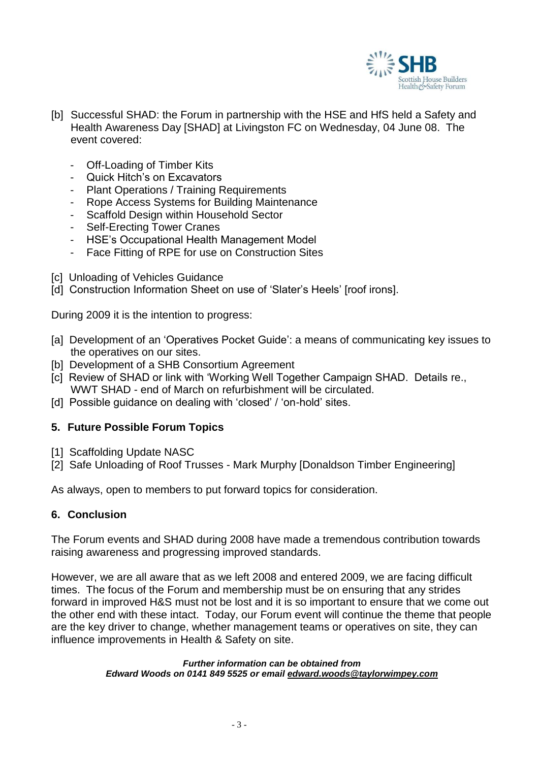[b] Successful SHAD: the Forum in partnership with the HSE and HfS held a Safety and Health Awareness Day [SHAD] at Livingston FC on Wednesday, 04 June 08. The event covered:

- Off-Loading of Timber Kits
- Quick Hitch's on Excavators
- Plant Operations / Training Requirements
- Rope Access Systems for Building Maintenance
- Scaffold Design within Household Sector
- Self-Erecting Tower Cranes
- HSE's Occupational Health Management Model
- Face Fitting of RPE for use on Construction Sites

[c] Unloading of Vehicles Guidance
[d] Construction Information Sheet on use of 'Slater's Heels' [roof irons].

During 2009 it is the intention to progress:

[a] Development of an 'Operatives Pocket Guide': a means of communicating key issues to the operatives on our sites.
[b] Development of a SHB Consortium Agreement
[c] Review of SHAD or link with 'Working Well Together Campaign SHAD. Details re., WWT SHAD - end of March on refurbishment will be circulated.
[d] Possible guidance on dealing with 'closed' / 'on-hold' sites.

## 5. Future Possible Forum Topics

[1] Scaffolding Update NASC
[2] Safe Unloading of Roof Trusses - Mark Murphy [Donaldson Timber Engineering]

As always, open to members to put forward topics for consideration.

## 6. Conclusion

The Forum events and SHAD during 2008 have made a tremendous contribution towards raising awareness and progressing improved standards.

However, we are all aware that as we left 2008 and entered 2009, we are facing difficult times. The focus of the Forum and membership must be on ensuring that any strides forward in improved H&S must not be lost and it is so important to ensure that we come out the other end with these intact. Today, our Forum event will continue the theme that people are the key driver to change, whether management teams or operatives on site, they can influence improvements in Health & Safety on site.

***Further information can be obtained from***
***Edward Woods on 0141 849 5525 or email edward.woods@taylorwimpey.com***